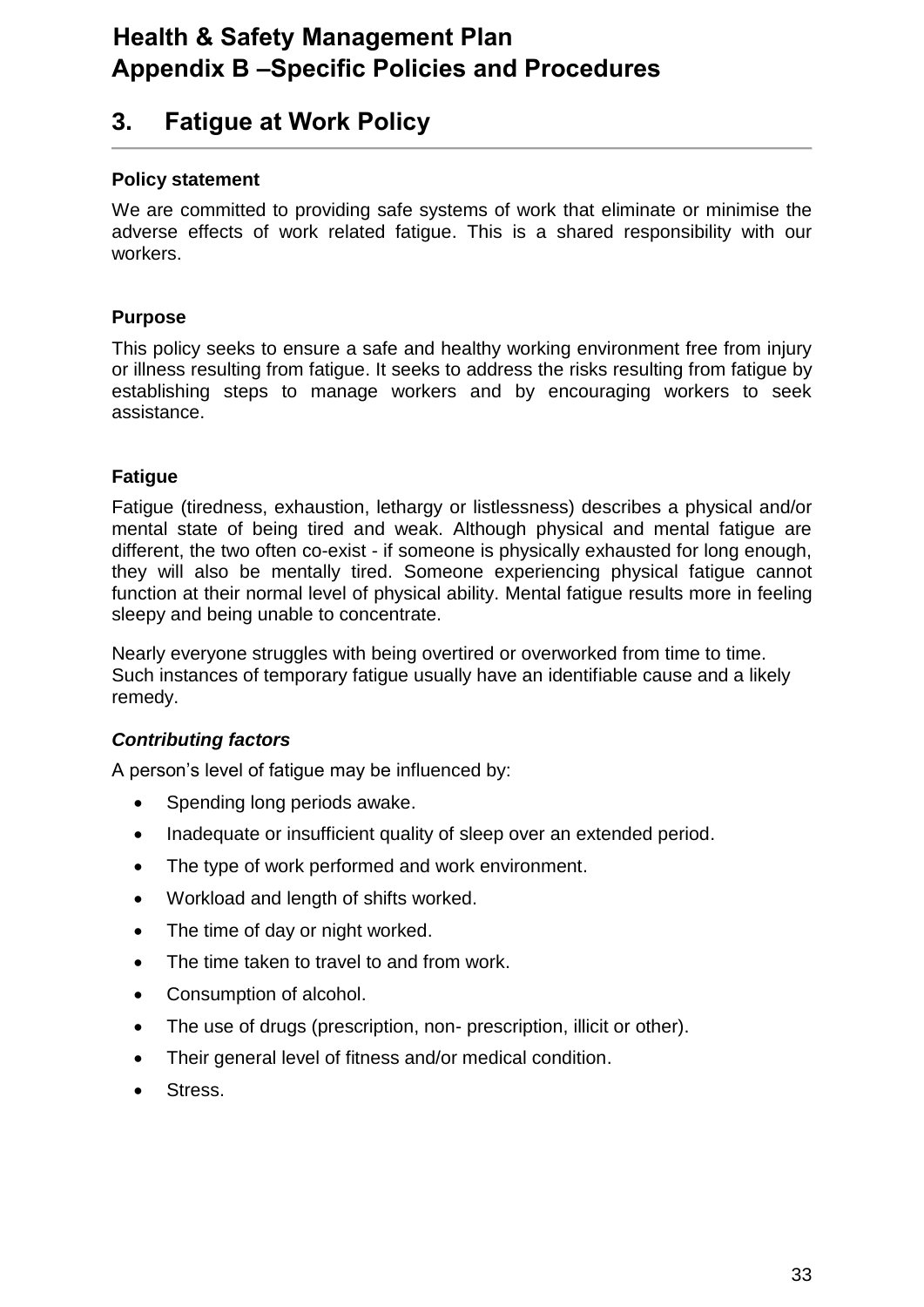# Health & Safety Management Plan
# Appendix B –Specific Policies and Procedures

## 3. Fatigue at Work Policy

**Policy statement**

We are committed to providing safe systems of work that eliminate or minimise the adverse effects of work related fatigue. This is a shared responsibility with our workers.

**Purpose**

This policy seeks to ensure a safe and healthy working environment free from injury or illness resulting from fatigue. It seeks to address the risks resulting from fatigue by establishing steps to manage workers and by encouraging workers to seek assistance.

**Fatigue**

Fatigue (tiredness, exhaustion, lethargy or listlessness) describes a physical and/or mental state of being tired and weak. Although physical and mental fatigue are different, the two often co-exist - if someone is physically exhausted for long enough, they will also be mentally tired. Someone experiencing physical fatigue cannot function at their normal level of physical ability. Mental fatigue results more in feeling sleepy and being unable to concentrate.

Nearly everyone struggles with being overtired or overworked from time to time. Such instances of temporary fatigue usually have an identifiable cause and a likely remedy.

***Contributing factors***

A person's level of fatigue may be influenced by:

- Spending long periods awake.
- Inadequate or insufficient quality of sleep over an extended period.
- The type of work performed and work environment.
- Workload and length of shifts worked.
- The time of day or night worked.
- The time taken to travel to and from work.
- Consumption of alcohol.
- The use of drugs (prescription, non- prescription, illicit or other).
- Their general level of fitness and/or medical condition.
- Stress.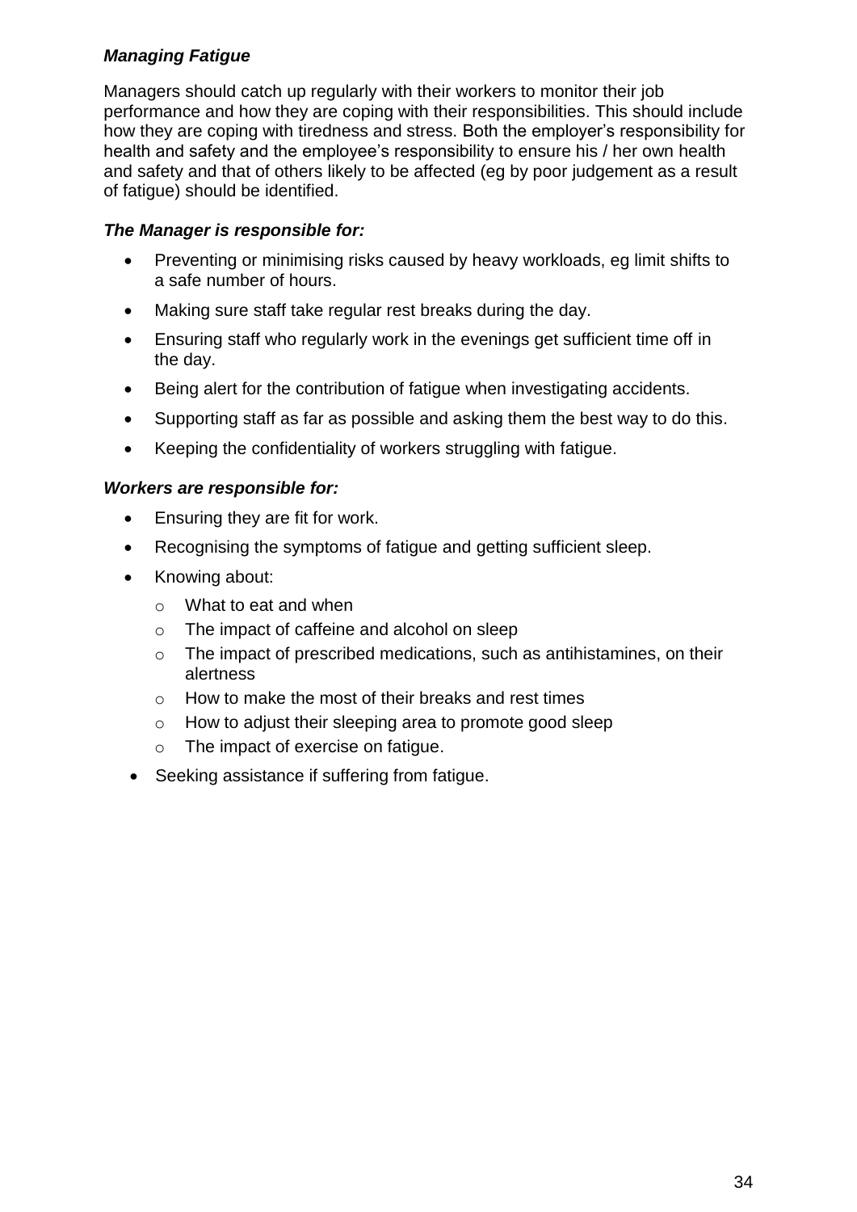### ***Managing Fatigue***

Managers should catch up regularly with their workers to monitor their job performance and how they are coping with their responsibilities. This should include how they are coping with tiredness and stress. Both the employer's responsibility for health and safety and the employee's responsibility to ensure his / her own health and safety and that of others likely to be affected (eg by poor judgement as a result of fatigue) should be identified.

***The Manager is responsible for:***

- Preventing or minimising risks caused by heavy workloads, eg limit shifts to a safe number of hours.
- Making sure staff take regular rest breaks during the day.
- Ensuring staff who regularly work in the evenings get sufficient time off in the day.
- Being alert for the contribution of fatigue when investigating accidents.
- Supporting staff as far as possible and asking them the best way to do this.
- Keeping the confidentiality of workers struggling with fatigue.

***Workers are responsible for:***

- Ensuring they are fit for work.
- Recognising the symptoms of fatigue and getting sufficient sleep.
- Knowing about:
  - What to eat and when
  - The impact of caffeine and alcohol on sleep
  - The impact of prescribed medications, such as antihistamines, on their alertness
  - How to make the most of their breaks and rest times
  - How to adjust their sleeping area to promote good sleep
  - The impact of exercise on fatigue.
- Seeking assistance if suffering from fatigue.